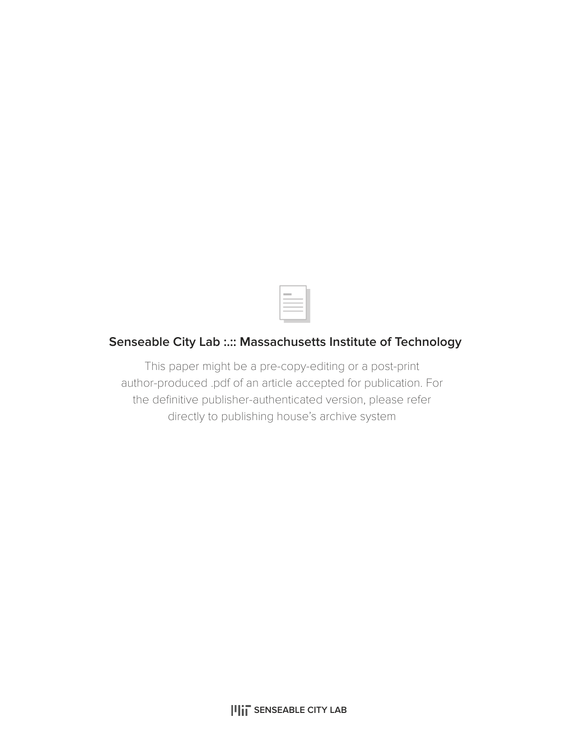## Senseable City Lab :.:: Massachusetts Institute of Technology

This paper might be a pre-copy-editing or a post-print author-produced .pdf of an article accepted for publication. For the definitive publisher-authenticated version, please refer directly to publishing house's archive system

SENSEABLE CITY LAB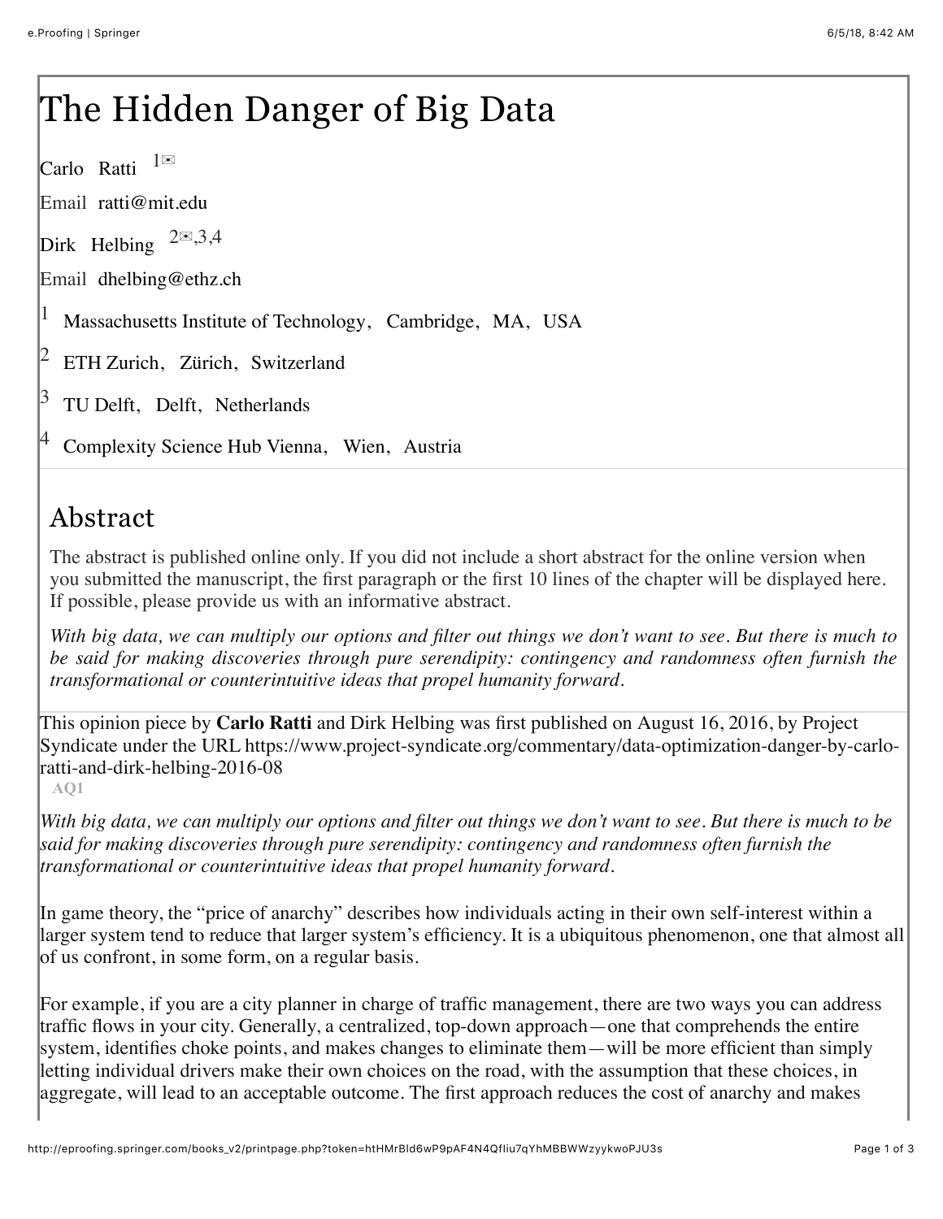# The Hidden Danger of Big Data

Carlo Ratti [1✉]

Email ratti@mit.edu

Dirk Helbing [2✉,3,4]

Email dhelbing@ethz.ch

[1] Massachusetts Institute of Technology, Cambridge, MA, USA

[2] ETH Zurich, Zürich, Switzerland

[3] TU Delft, Delft, Netherlands

[4] Complexity Science Hub Vienna, Wien, Austria

## Abstract

The abstract is published online only. If you did not include a short abstract for the online version when you submitted the manuscript, the first paragraph or the first 10 lines of the chapter will be displayed here. If possible, please provide us with an informative abstract.

*With big data, we can multiply our options and filter out things we don't want to see. But there is much to be said for making discoveries through pure serendipity: contingency and randomness often furnish the transformational or counterintuitive ideas that propel humanity forward.*

This opinion piece by **Carlo Ratti** and Dirk Helbing was first published on August 16, 2016, by Project Syndicate under the URL https://www.project-syndicate.org/commentary/data-optimization-danger-by-carlo-ratti-and-dirk-helbing-2016-08

AQ1

*With big data, we can multiply our options and filter out things we don't want to see. But there is much to be said for making discoveries through pure serendipity: contingency and randomness often furnish the transformational or counterintuitive ideas that propel humanity forward.*

In game theory, the "price of anarchy" describes how individuals acting in their own self-interest within a larger system tend to reduce that larger system's efficiency. It is a ubiquitous phenomenon, one that almost all of us confront, in some form, on a regular basis.

For example, if you are a city planner in charge of traffic management, there are two ways you can address traffic flows in your city. Generally, a centralized, top-down approach—one that comprehends the entire system, identifies choke points, and makes changes to eliminate them—will be more efficient than simply letting individual drivers make their own choices on the road, with the assumption that these choices, in aggregate, will lead to an acceptable outcome. The first approach reduces the cost of anarchy and makes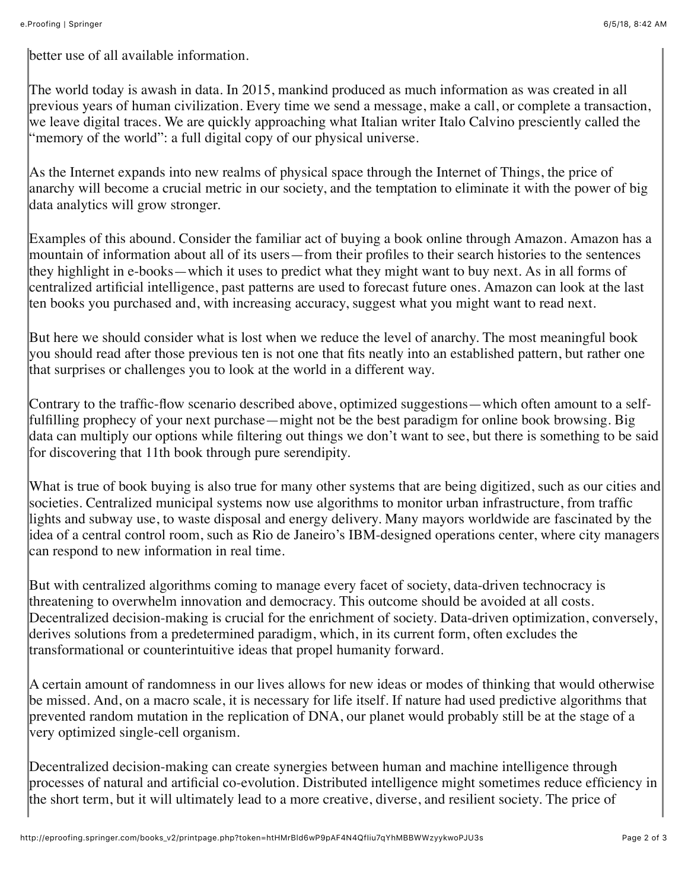better use of all available information.

The world today is awash in data. In 2015, mankind produced as much information as was created in all previous years of human civilization. Every time we send a message, make a call, or complete a transaction, we leave digital traces. We are quickly approaching what Italian writer Italo Calvino presciently called the "memory of the world": a full digital copy of our physical universe.

As the Internet expands into new realms of physical space through the Internet of Things, the price of anarchy will become a crucial metric in our society, and the temptation to eliminate it with the power of big data analytics will grow stronger.

Examples of this abound. Consider the familiar act of buying a book online through Amazon. Amazon has a mountain of information about all of its users—from their profiles to their search histories to the sentences they highlight in e-books—which it uses to predict what they might want to buy next. As in all forms of centralized artificial intelligence, past patterns are used to forecast future ones. Amazon can look at the last ten books you purchased and, with increasing accuracy, suggest what you might want to read next.

But here we should consider what is lost when we reduce the level of anarchy. The most meaningful book you should read after those previous ten is not one that fits neatly into an established pattern, but rather one that surprises or challenges you to look at the world in a different way.

Contrary to the traffic-flow scenario described above, optimized suggestions—which often amount to a self-fulfilling prophecy of your next purchase—might not be the best paradigm for online book browsing. Big data can multiply our options while filtering out things we don't want to see, but there is something to be said for discovering that 11th book through pure serendipity.

What is true of book buying is also true for many other systems that are being digitized, such as our cities and societies. Centralized municipal systems now use algorithms to monitor urban infrastructure, from traffic lights and subway use, to waste disposal and energy delivery. Many mayors worldwide are fascinated by the idea of a central control room, such as Rio de Janeiro's IBM-designed operations center, where city managers can respond to new information in real time.

But with centralized algorithms coming to manage every facet of society, data-driven technocracy is threatening to overwhelm innovation and democracy. This outcome should be avoided at all costs. Decentralized decision-making is crucial for the enrichment of society. Data-driven optimization, conversely, derives solutions from a predetermined paradigm, which, in its current form, often excludes the transformational or counterintuitive ideas that propel humanity forward.

A certain amount of randomness in our lives allows for new ideas or modes of thinking that would otherwise be missed. And, on a macro scale, it is necessary for life itself. If nature had used predictive algorithms that prevented random mutation in the replication of DNA, our planet would probably still be at the stage of a very optimized single-cell organism.

Decentralized decision-making can create synergies between human and machine intelligence through processes of natural and artificial co-evolution. Distributed intelligence might sometimes reduce efficiency in the short term, but it will ultimately lead to a more creative, diverse, and resilient society. The price of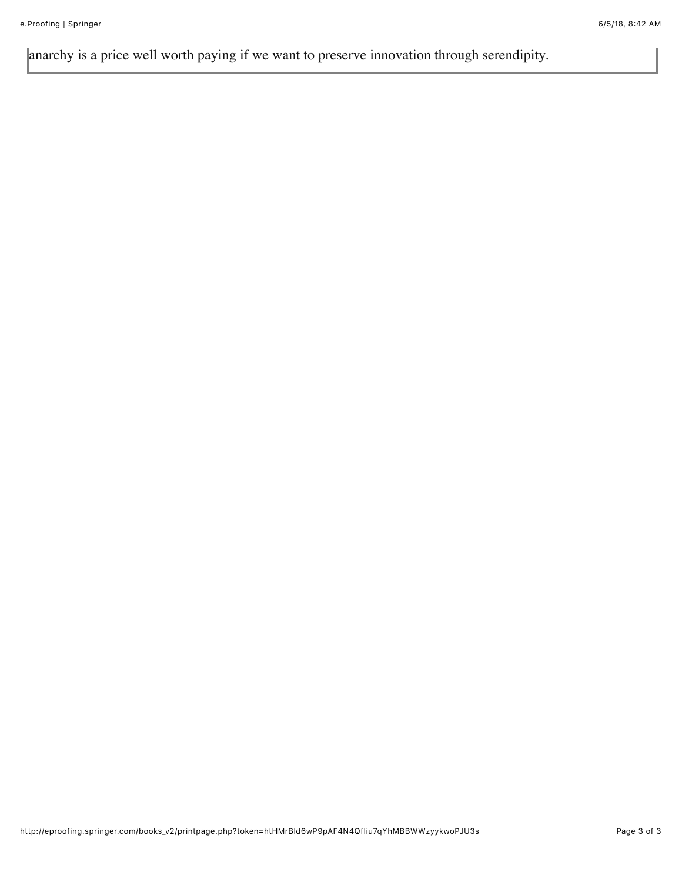anarchy is a price well worth paying if we want to preserve innovation through serendipity.